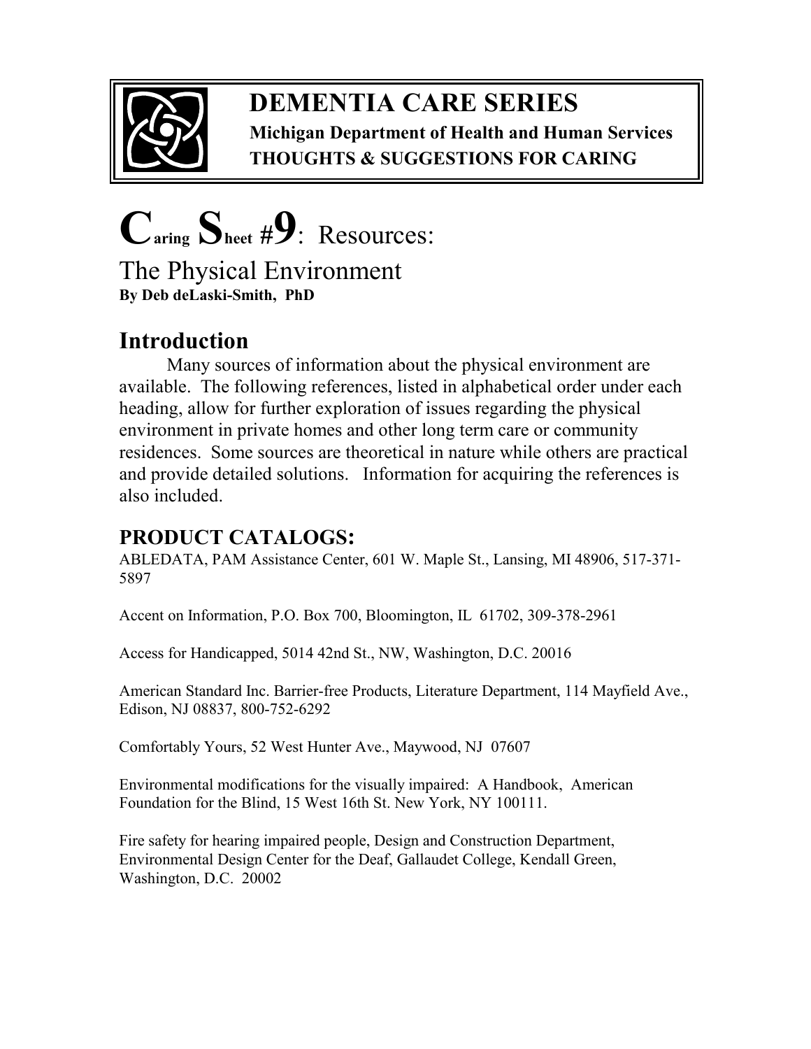# DEMENTIA CARE SERIES

**Michigan Department of Health and Human Services**
**THOUGHTS & SUGGESTIONS FOR CARING**

# Caring Sheet #9: Resources: The Physical Environment

**By Deb deLaski-Smith, PhD**

## Introduction

Many sources of information about the physical environment are available. The following references, listed in alphabetical order under each heading, allow for further exploration of issues regarding the physical environment in private homes and other long term care or community residences. Some sources are theoretical in nature while others are practical and provide detailed solutions. Information for acquiring the references is also included.

## PRODUCT CATALOGS:

ABLEDATA, PAM Assistance Center, 601 W. Maple St., Lansing, MI 48906, 517-371-5897

Accent on Information, P.O. Box 700, Bloomington, IL 61702, 309-378-2961

Access for Handicapped, 5014 42nd St., NW, Washington, D.C. 20016

American Standard Inc. Barrier-free Products, Literature Department, 114 Mayfield Ave., Edison, NJ 08837, 800-752-6292

Comfortably Yours, 52 West Hunter Ave., Maywood, NJ 07607

Environmental modifications for the visually impaired: A Handbook, American Foundation for the Blind, 15 West 16th St. New York, NY 100111.

Fire safety for hearing impaired people, Design and Construction Department, Environmental Design Center for the Deaf, Gallaudet College, Kendall Green, Washington, D.C. 20002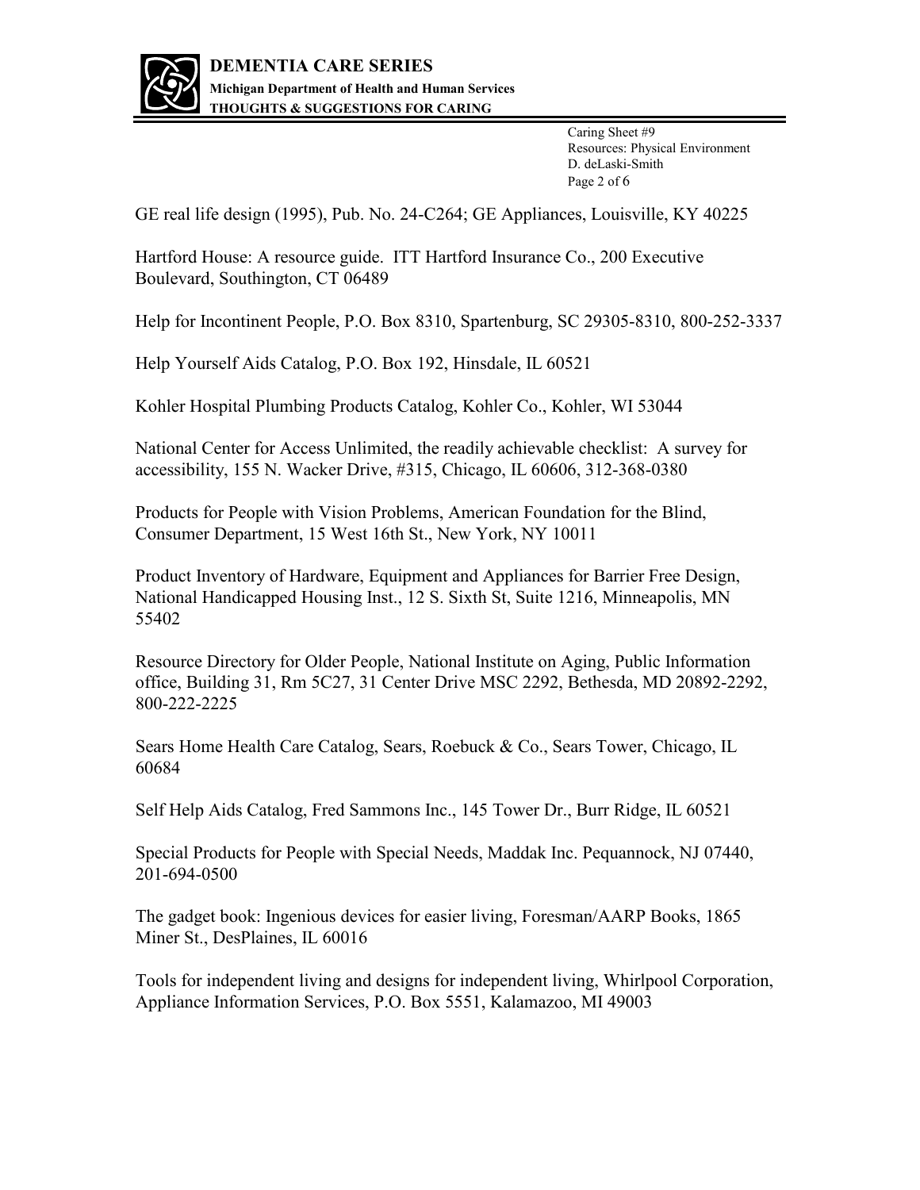GE real life design (1995), Pub. No. 24-C264; GE Appliances, Louisville, KY 40225

Hartford House: A resource guide. ITT Hartford Insurance Co., 200 Executive Boulevard, Southington, CT 06489

Help for Incontinent People, P.O. Box 8310, Spartenburg, SC 29305-8310, 800-252-3337

Help Yourself Aids Catalog, P.O. Box 192, Hinsdale, IL 60521

Kohler Hospital Plumbing Products Catalog, Kohler Co., Kohler, WI 53044

National Center for Access Unlimited, the readily achievable checklist: A survey for accessibility, 155 N. Wacker Drive, #315, Chicago, IL 60606, 312-368-0380

Products for People with Vision Problems, American Foundation for the Blind, Consumer Department, 15 West 16th St., New York, NY 10011

Product Inventory of Hardware, Equipment and Appliances for Barrier Free Design, National Handicapped Housing Inst., 12 S. Sixth St, Suite 1216, Minneapolis, MN 55402

Resource Directory for Older People, National Institute on Aging, Public Information office, Building 31, Rm 5C27, 31 Center Drive MSC 2292, Bethesda, MD 20892-2292, 800-222-2225

Sears Home Health Care Catalog, Sears, Roebuck & Co., Sears Tower, Chicago, IL 60684

Self Help Aids Catalog, Fred Sammons Inc., 145 Tower Dr., Burr Ridge, IL 60521

Special Products for People with Special Needs, Maddak Inc. Pequannock, NJ 07440, 201-694-0500

The gadget book: Ingenious devices for easier living, Foresman/AARP Books, 1865 Miner St., DesPlaines, IL 60016

Tools for independent living and designs for independent living, Whirlpool Corporation, Appliance Information Services, P.O. Box 5551, Kalamazoo, MI 49003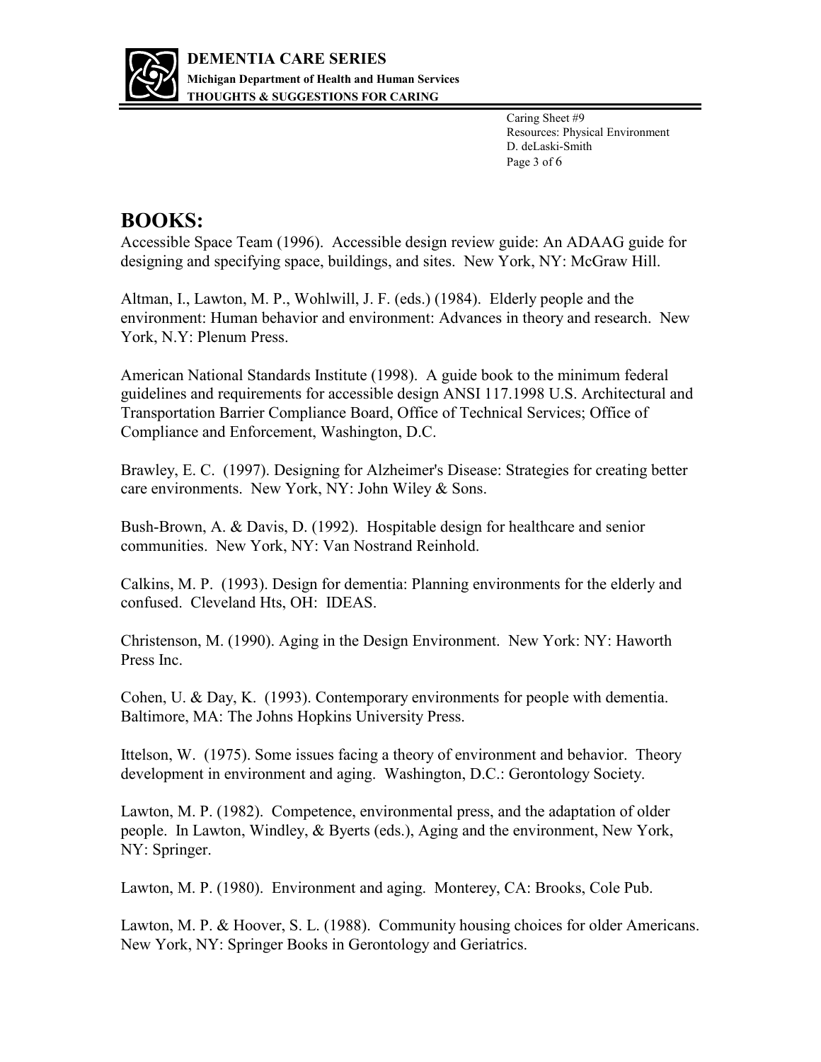## BOOKS:

Accessible Space Team (1996). Accessible design review guide: An ADAAG guide for designing and specifying space, buildings, and sites. New York, NY: McGraw Hill.

Altman, I., Lawton, M. P., Wohlwill, J. F. (eds.) (1984). Elderly people and the environment: Human behavior and environment: Advances in theory and research. New York, N.Y: Plenum Press.

American National Standards Institute (1998). A guide book to the minimum federal guidelines and requirements for accessible design ANSI 117.1998 U.S. Architectural and Transportation Barrier Compliance Board, Office of Technical Services; Office of Compliance and Enforcement, Washington, D.C.

Brawley, E. C. (1997). Designing for Alzheimer's Disease: Strategies for creating better care environments. New York, NY: John Wiley & Sons.

Bush-Brown, A. & Davis, D. (1992). Hospitable design for healthcare and senior communities. New York, NY: Van Nostrand Reinhold.

Calkins, M. P. (1993). Design for dementia: Planning environments for the elderly and confused. Cleveland Hts, OH: IDEAS.

Christenson, M. (1990). Aging in the Design Environment. New York: NY: Haworth Press Inc.

Cohen, U. & Day, K. (1993). Contemporary environments for people with dementia. Baltimore, MA: The Johns Hopkins University Press.

Ittelson, W. (1975). Some issues facing a theory of environment and behavior. Theory development in environment and aging. Washington, D.C.: Gerontology Society.

Lawton, M. P. (1982). Competence, environmental press, and the adaptation of older people. In Lawton, Windley, & Byerts (eds.), Aging and the environment, New York, NY: Springer.

Lawton, M. P. (1980). Environment and aging. Monterey, CA: Brooks, Cole Pub.

Lawton, M. P. & Hoover, S. L. (1988). Community housing choices for older Americans. New York, NY: Springer Books in Gerontology and Geriatrics.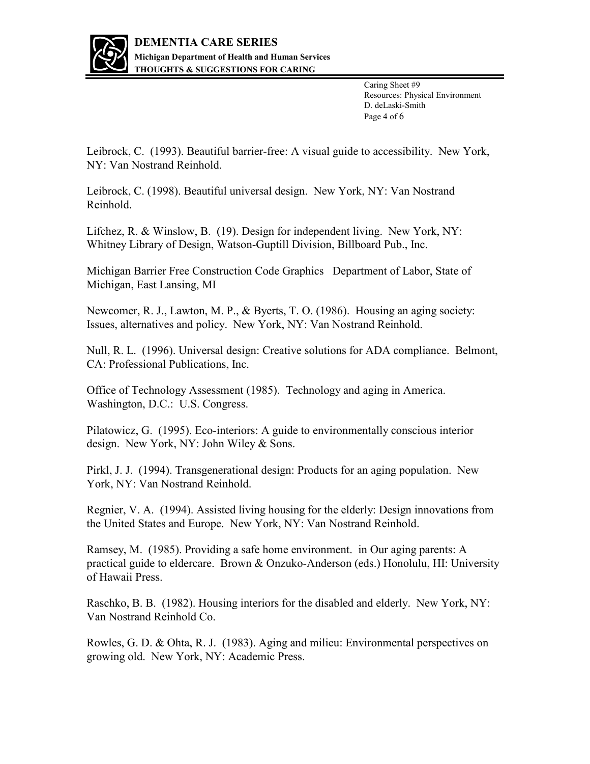Leibrock, C. (1993). Beautiful barrier-free: A visual guide to accessibility. New York, NY: Van Nostrand Reinhold.

Leibrock, C. (1998). Beautiful universal design. New York, NY: Van Nostrand Reinhold.

Lifchez, R. & Winslow, B. (19). Design for independent living. New York, NY: Whitney Library of Design, Watson-Guptill Division, Billboard Pub., Inc.

Michigan Barrier Free Construction Code Graphics Department of Labor, State of Michigan, East Lansing, MI

Newcomer, R. J., Lawton, M. P., & Byerts, T. O. (1986). Housing an aging society: Issues, alternatives and policy. New York, NY: Van Nostrand Reinhold.

Null, R. L. (1996). Universal design: Creative solutions for ADA compliance. Belmont, CA: Professional Publications, Inc.

Office of Technology Assessment (1985). Technology and aging in America. Washington, D.C.: U.S. Congress.

Pilatowicz, G. (1995). Eco-interiors: A guide to environmentally conscious interior design. New York, NY: John Wiley & Sons.

Pirkl, J. J. (1994). Transgenerational design: Products for an aging population. New York, NY: Van Nostrand Reinhold.

Regnier, V. A. (1994). Assisted living housing for the elderly: Design innovations from the United States and Europe. New York, NY: Van Nostrand Reinhold.

Ramsey, M. (1985). Providing a safe home environment. in Our aging parents: A practical guide to eldercare. Brown & Onzuko-Anderson (eds.) Honolulu, HI: University of Hawaii Press.

Raschko, B. B. (1982). Housing interiors for the disabled and elderly. New York, NY: Van Nostrand Reinhold Co.

Rowles, G. D. & Ohta, R. J. (1983). Aging and milieu: Environmental perspectives on growing old. New York, NY: Academic Press.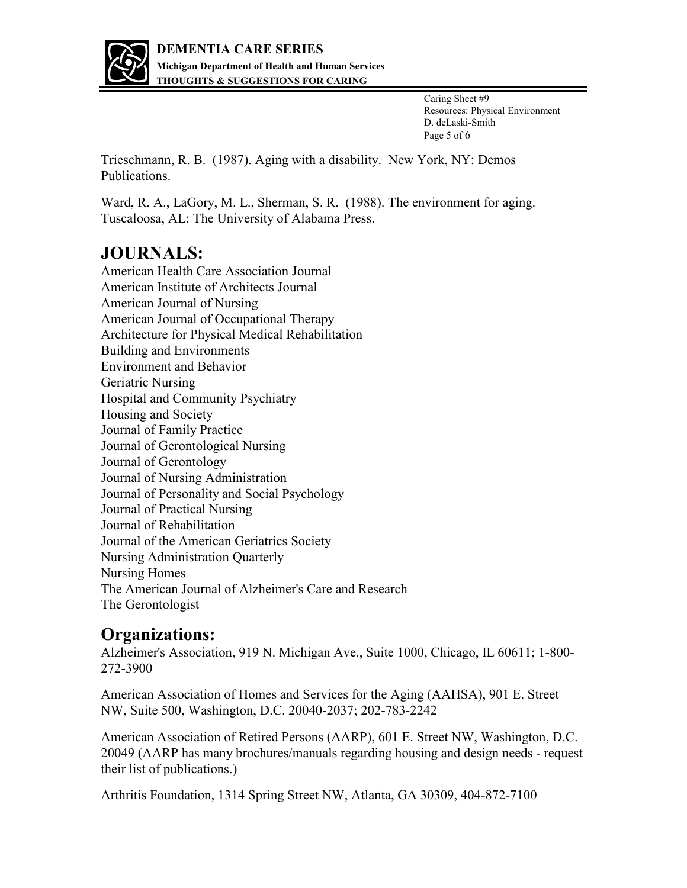Trieschmann, R. B. (1987). Aging with a disability. New York, NY: Demos Publications.

Ward, R. A., LaGory, M. L., Sherman, S. R. (1988). The environment for aging. Tuscaloosa, AL: The University of Alabama Press.

## JOURNALS:

American Health Care Association Journal
American Institute of Architects Journal
American Journal of Nursing
American Journal of Occupational Therapy
Architecture for Physical Medical Rehabilitation
Building and Environments
Environment and Behavior
Geriatric Nursing
Hospital and Community Psychiatry
Housing and Society
Journal of Family Practice
Journal of Gerontological Nursing
Journal of Gerontology
Journal of Nursing Administration
Journal of Personality and Social Psychology
Journal of Practical Nursing
Journal of Rehabilitation
Journal of the American Geriatrics Society
Nursing Administration Quarterly
Nursing Homes
The American Journal of Alzheimer's Care and Research
The Gerontologist

## Organizations:

Alzheimer's Association, 919 N. Michigan Ave., Suite 1000, Chicago, IL 60611; 1-800-272-3900

American Association of Homes and Services for the Aging (AAHSA), 901 E. Street NW, Suite 500, Washington, D.C. 20040-2037; 202-783-2242

American Association of Retired Persons (AARP), 601 E. Street NW, Washington, D.C. 20049 (AARP has many brochures/manuals regarding housing and design needs - request their list of publications.)

Arthritis Foundation, 1314 Spring Street NW, Atlanta, GA 30309, 404-872-7100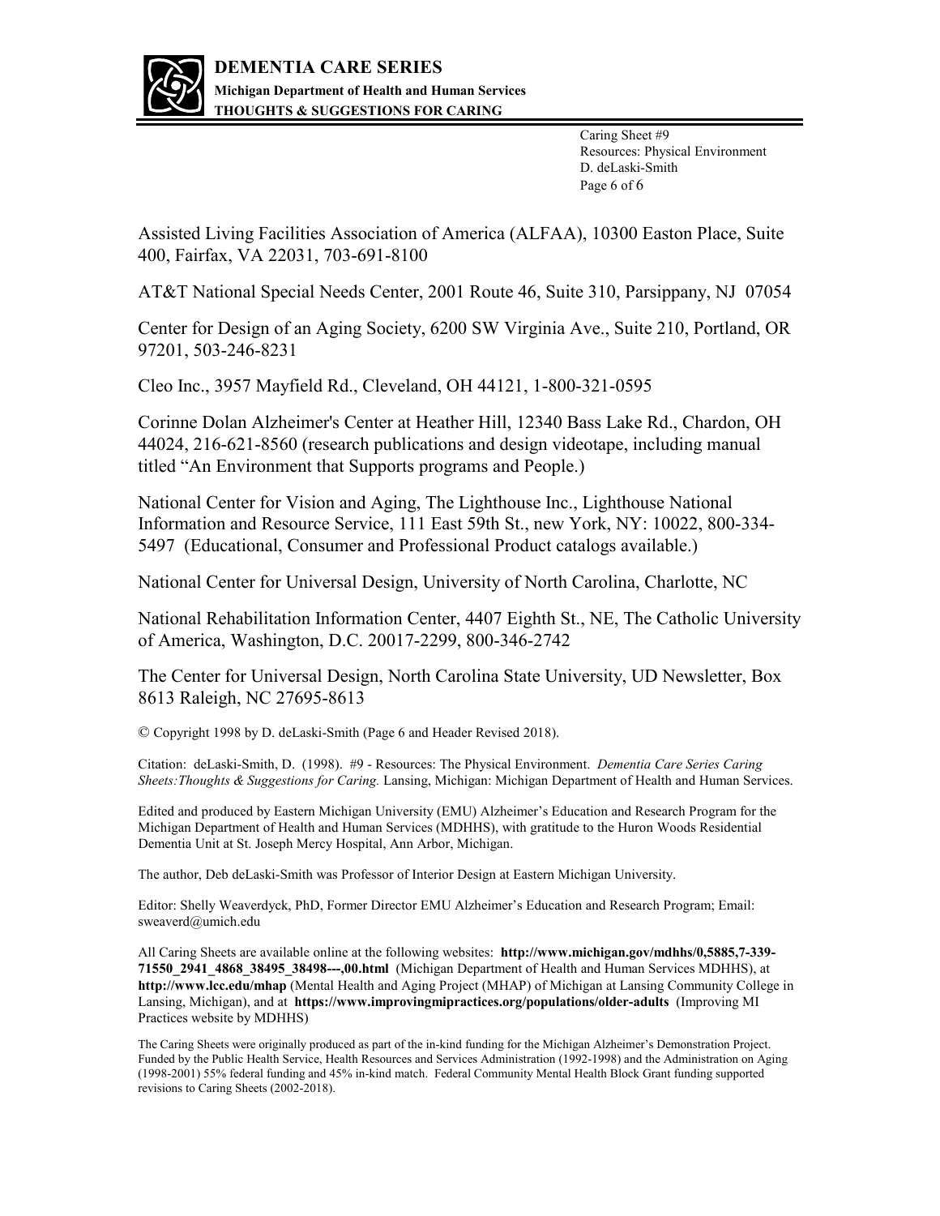Assisted Living Facilities Association of America (ALFAA), 10300 Easton Place, Suite 400, Fairfax, VA 22031, 703-691-8100

AT&T National Special Needs Center, 2001 Route 46, Suite 310, Parsippany, NJ 07054

Center for Design of an Aging Society, 6200 SW Virginia Ave., Suite 210, Portland, OR 97201, 503-246-8231

Cleo Inc., 3957 Mayfield Rd., Cleveland, OH 44121, 1-800-321-0595

Corinne Dolan Alzheimer's Center at Heather Hill, 12340 Bass Lake Rd., Chardon, OH 44024, 216-621-8560 (research publications and design videotape, including manual titled "An Environment that Supports programs and People.)

National Center for Vision and Aging, The Lighthouse Inc., Lighthouse National Information and Resource Service, 111 East 59th St., new York, NY: 10022, 800-334-5497 (Educational, Consumer and Professional Product catalogs available.)

National Center for Universal Design, University of North Carolina, Charlotte, NC

National Rehabilitation Information Center, 4407 Eighth St., NE, The Catholic University of America, Washington, D.C. 20017-2299, 800-346-2742

The Center for Universal Design, North Carolina State University, UD Newsletter, Box 8613 Raleigh, NC 27695-8613

© Copyright 1998 by D. deLaski-Smith (Page 6 and Header Revised 2018).

Citation: deLaski-Smith, D. (1998). #9 - Resources: The Physical Environment. *Dementia Care Series Caring Sheets:Thoughts & Suggestions for Caring.* Lansing, Michigan: Michigan Department of Health and Human Services.

Edited and produced by Eastern Michigan University (EMU) Alzheimer's Education and Research Program for the Michigan Department of Health and Human Services (MDHHS), with gratitude to the Huron Woods Residential Dementia Unit at St. Joseph Mercy Hospital, Ann Arbor, Michigan.

The author, Deb deLaski-Smith was Professor of Interior Design at Eastern Michigan University.

Editor: Shelly Weaverdyck, PhD, Former Director EMU Alzheimer's Education and Research Program; Email: sweaverd@umich.edu

All Caring Sheets are available online at the following websites: **http://www.michigan.gov/mdhhs/0,5885,7-339-71550_2941_4868_38495_38498---,00.html** (Michigan Department of Health and Human Services MDHHS), at **http://www.lcc.edu/mhap** (Mental Health and Aging Project (MHAP) of Michigan at Lansing Community College in Lansing, Michigan), and at **https://www.improvingmipractices.org/populations/older-adults** (Improving MI Practices website by MDHHS)

The Caring Sheets were originally produced as part of the in-kind funding for the Michigan Alzheimer's Demonstration Project. Funded by the Public Health Service, Health Resources and Services Administration (1992-1998) and the Administration on Aging (1998-2001) 55% federal funding and 45% in-kind match. Federal Community Mental Health Block Grant funding supported revisions to Caring Sheets (2002-2018).